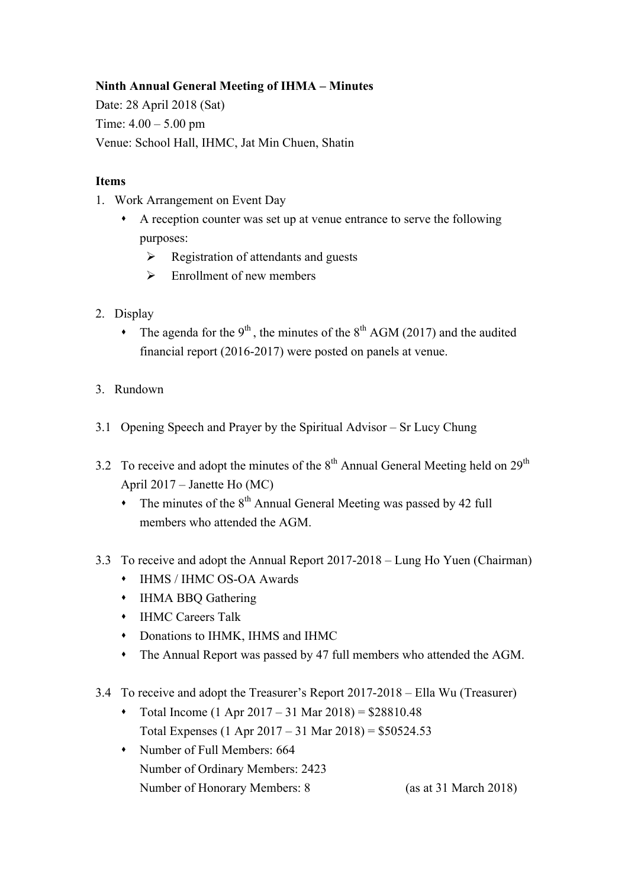**Ninth Annual General Meeting of IHMA – Minutes**

Date: 28 April 2018 (Sat)

Time: 4.00 – 5.00 pm

Venue: School Hall, IHMC, Jat Min Chuen, Shatin

**Items**

1. Work Arrangement on Event Day
   - A reception counter was set up at venue entrance to serve the following purposes:
     - Registration of attendants and guests
     - Enrollment of new members

2. Display
   - The agenda for the 9th , the minutes of the 8th AGM (2017) and the audited financial report (2016-2017) were posted on panels at venue.

3. Rundown

3.1 Opening Speech and Prayer by the Spiritual Advisor – Sr Lucy Chung

3.2 To receive and adopt the minutes of the 8th Annual General Meeting held on 29th April 2017 – Janette Ho (MC)

- The minutes of the 8th Annual General Meeting was passed by 42 full members who attended the AGM.

3.3 To receive and adopt the Annual Report 2017-2018 – Lung Ho Yuen (Chairman)

- IHMS / IHMC OS-OA Awards
- IHMA BBQ Gathering
- IHMC Careers Talk
- Donations to IHMK, IHMS and IHMC
- The Annual Report was passed by 47 full members who attended the AGM.

3.4 To receive and adopt the Treasurer's Report 2017-2018 – Ella Wu (Treasurer)

- Total Income (1 Apr 2017 – 31 Mar 2018) = $28810.48  
  Total Expenses (1 Apr 2017 – 31 Mar 2018) = $50524.53
- Number of Full Members: 664  
  Number of Ordinary Members: 2423  
  Number of Honorary Members: 8 (as at 31 March 2018)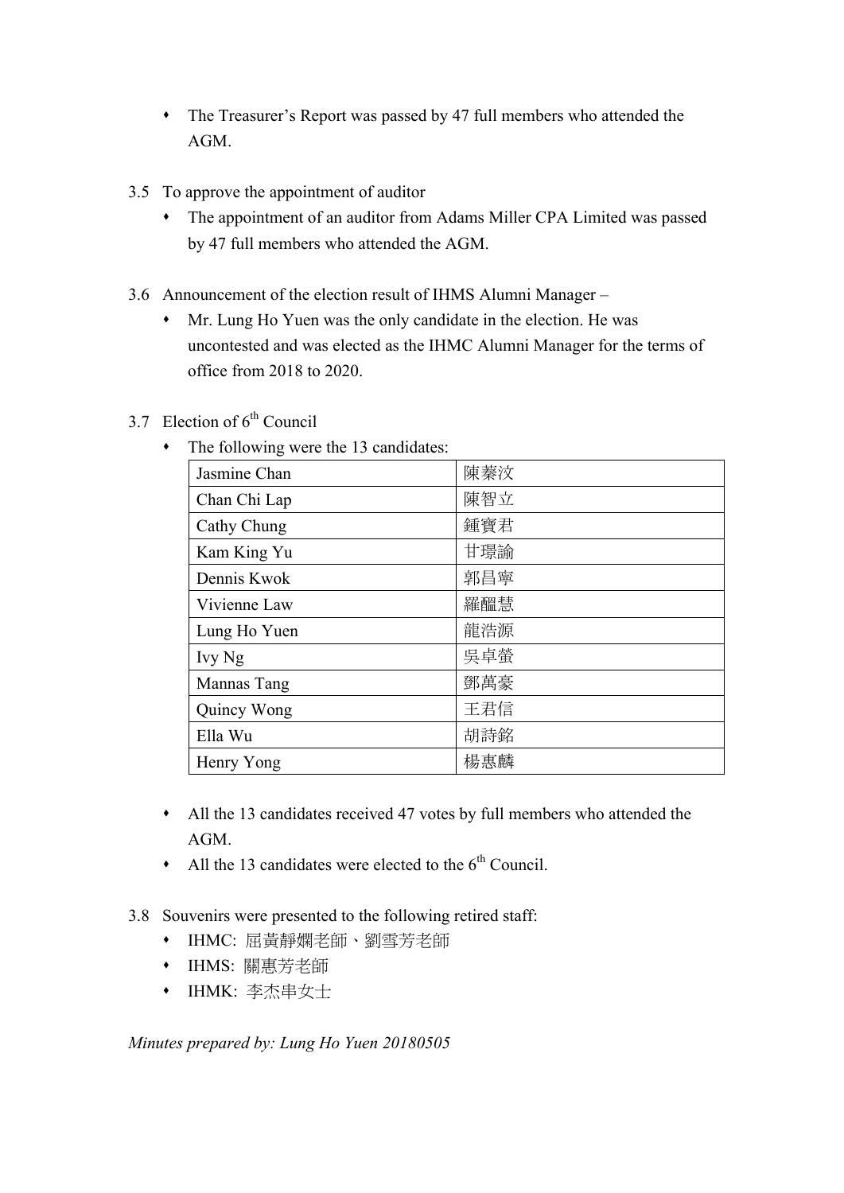- The Treasurer’s Report was passed by 47 full members who attended the AGM.

3.5 To approve the appointment of auditor

- The appointment of an auditor from Adams Miller CPA Limited was passed by 47 full members who attended the AGM.

3.6 Announcement of the election result of IHMS Alumni Manager –

- Mr. Lung Ho Yuen was the only candidate in the election. He was uncontested and was elected as the IHMC Alumni Manager for the terms of office from 2018 to 2020.

3.7 Election of 6th Council

- The following were the 13 candidates:

| | |
|---|---|
| Jasmine Chan | 陳蓁汶 |
| Chan Chi Lap | 陳智立 |
| Cathy Chung | 鍾寶君 |
| Kam King Yu | 甘璟諭 |
| Dennis Kwok | 郭昌寧 |
| Vivienne Law | 羅醞慧 |
| Lung Ho Yuen | 龍浩源 |
| Ivy Ng | 吳卓螢 |
| Mannas Tang | 鄧萬豪 |
| Quincy Wong | 王君信 |
| Ella Wu | 胡詩銘 |
| Henry Yong | 楊惠麟 |

- All the 13 candidates received 47 votes by full members who attended the AGM.
- All the 13 candidates were elected to the 6th Council.

3.8 Souvenirs were presented to the following retired staff:

- IHMC: 屈黃靜嫻老師、劉雪芳老師
- IHMS: 關惠芳老師
- IHMK: 李杰串女士

*Minutes prepared by: Lung Ho Yuen 20180505*